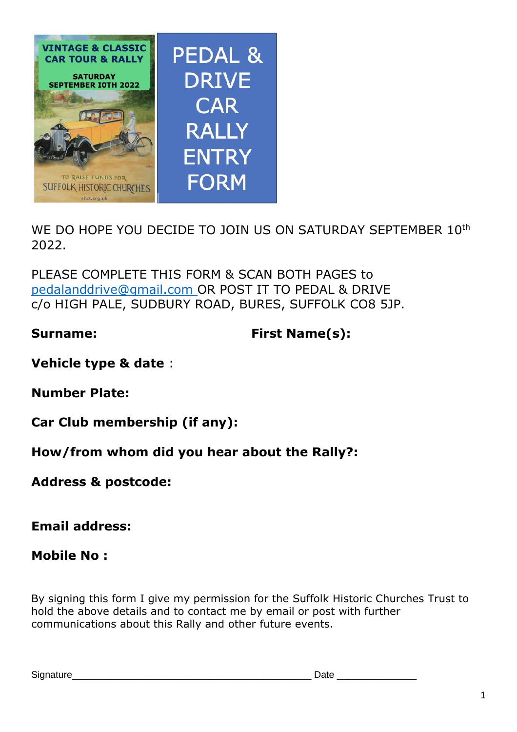VINTAGE & CLASSIC CAR TOUR & RALLY

SATURDAY SEPTEMBER 10TH 2022

TO RAISE FUNDS FOR SUFFOLK HISTORIC CHURCHES

shct.org.uk

# PEDAL & DRIVE CAR RALLY ENTRY FORM

WE DO HOPE YOU DECIDE TO JOIN US ON SATURDAY SEPTEMBER 10th 2022.

PLEASE COMPLETE THIS FORM & SCAN BOTH PAGES to pedalanddrive@gmail.com OR POST IT TO PEDAL & DRIVE c/o HIGH PALE, SUDBURY ROAD, BURES, SUFFOLK CO8 5JP.

**Surname:** **First Name(s):**

**Vehicle type & date** :

**Number Plate:**

**Car Club membership (if any):**

**How/from whom did you hear about the Rally?:**

**Address & postcode:**

**Email address:**

**Mobile No :**

By signing this form I give my permission for the Suffolk Historic Churches Trust to hold the above details and to contact me by email or post with further communications about this Rally and other future events.

Signature_____________________________________________ Date ______________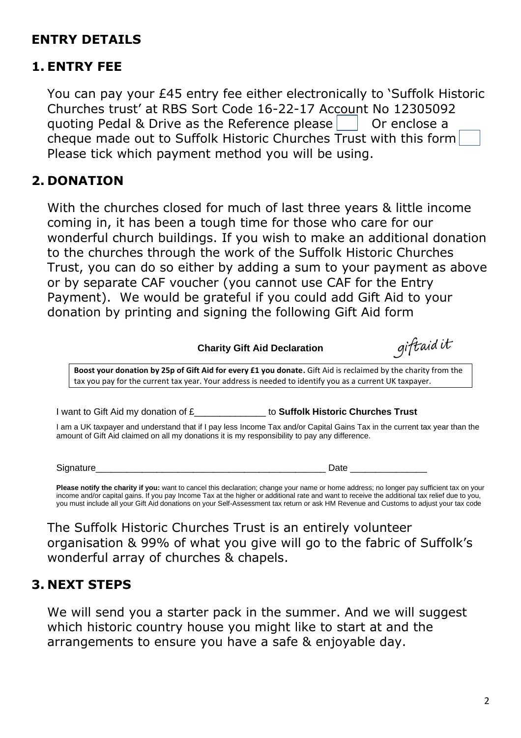## ENTRY DETAILS

### 1. ENTRY FEE

You can pay your £45 entry fee either electronically to 'Suffolk Historic Churches trust' at RBS Sort Code 16-22-17 Account No 12305092 quoting Pedal & Drive as the Reference please ☐ Or enclose a cheque made out to Suffolk Historic Churches Trust with this form ☐ Please tick which payment method you will be using.

### 2. DONATION

With the churches closed for much of last three years & little income coming in, it has been a tough time for those who care for our wonderful church buildings. If you wish to make an additional donation to the churches through the work of the Suffolk Historic Churches Trust, you can do so either by adding a sum to your payment as above or by separate CAF voucher (you cannot use CAF for the Entry Payment). We would be grateful if you could add Gift Aid to your donation by printing and signing the following Gift Aid form

**Charity Gift Aid Declaration** giftaid it

**Boost your donation by 25p of Gift Aid for every £1 you donate.** Gift Aid is reclaimed by the charity from the tax you pay for the current tax year. Your address is needed to identify you as a current UK taxpayer.

I want to Gift Aid my donation of £_____________ to **Suffolk Historic Churches Trust**

I am a UK taxpayer and understand that if I pay less Income Tax and/or Capital Gains Tax in the current tax year than the amount of Gift Aid claimed on all my donations it is my responsibility to pay any difference.

Signature___________________________________________ Date ______________

**Please notify the charity if you:** want to cancel this declaration; change your name or home address; no longer pay sufficient tax on your income and/or capital gains. If you pay Income Tax at the higher or additional rate and want to receive the additional tax relief due to you, you must include all your Gift Aid donations on your Self-Assessment tax return or ask HM Revenue and Customs to adjust your tax code

The Suffolk Historic Churches Trust is an entirely volunteer organisation & 99% of what you give will go to the fabric of Suffolk's wonderful array of churches & chapels.

### 3. NEXT STEPS

We will send you a starter pack in the summer. And we will suggest which historic country house you might like to start at and the arrangements to ensure you have a safe & enjoyable day.